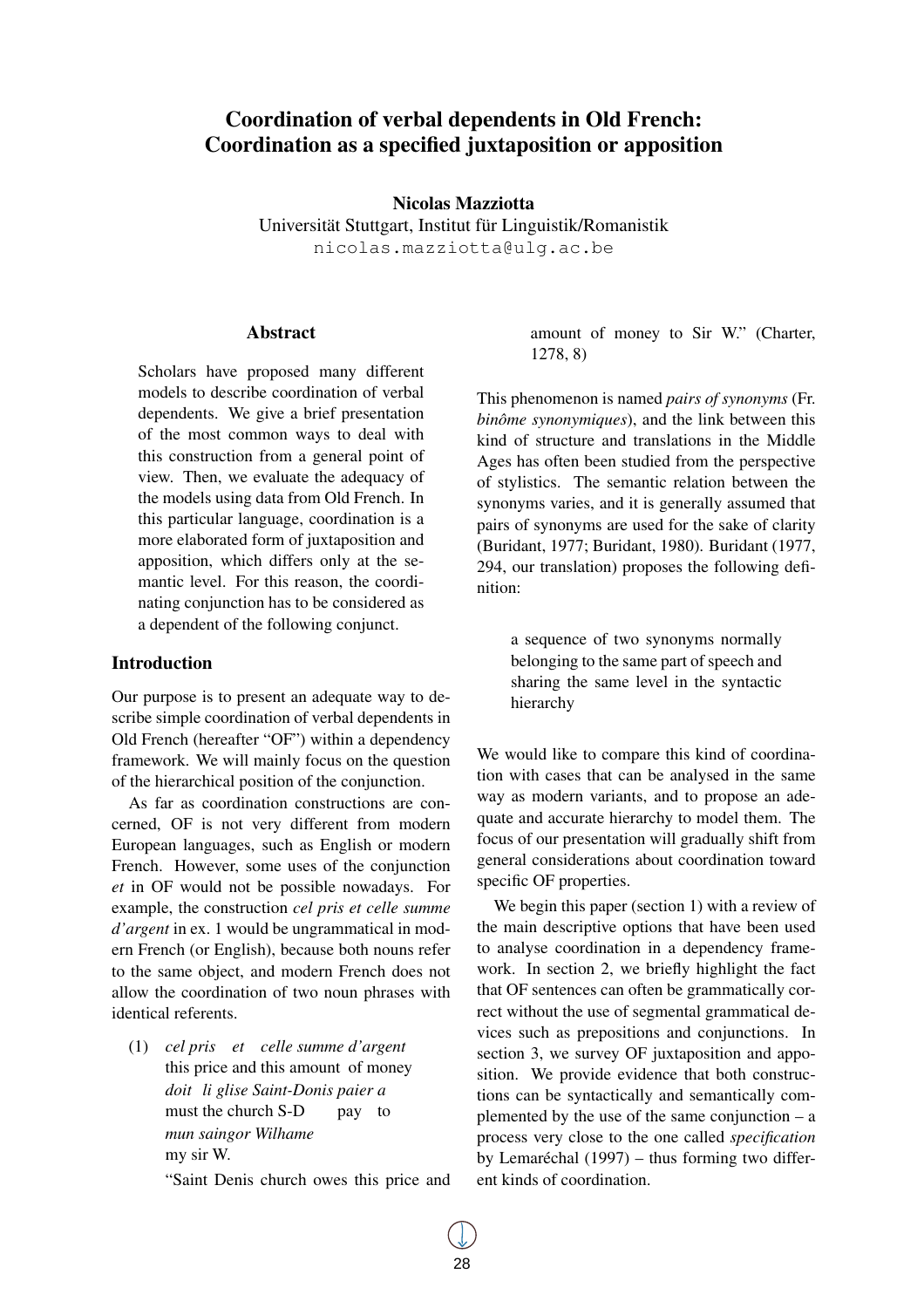# Coordination of verbal dependents in Old French: Coordination as a specified juxtaposition or apposition

**Nicolas Mazziotta**
Universität Stuttgart, Institut für Linguistik/Romanistik
nicolas.mazziotta@ulg.ac.be

## Abstract

Scholars have proposed many different models to describe coordination of verbal dependents. We give a brief presentation of the most common ways to deal with this construction from a general point of view. Then, we evaluate the adequacy of the models using data from Old French. In this particular language, coordination is a more elaborated form of juxtaposition and apposition, which differs only at the semantic level. For this reason, the coordinating conjunction has to be considered as a dependent of the following conjunct.

## Introduction

Our purpose is to present an adequate way to describe simple coordination of verbal dependents in Old French (hereafter "OF") within a dependency framework. We will mainly focus on the question of the hierarchical position of the conjunction.

As far as coordination constructions are concerned, OF is not very different from modern European languages, such as English or modern French. However, some uses of the conjunction *et* in OF would not be possible nowadays. For example, the construction *cel pris et celle summe d'argent* in ex. 1 would be ungrammatical in modern French (or English), because both nouns refer to the same object, and modern French does not allow the coordination of two noun phrases with identical referents.

(1) *cel pris et celle summe d'argent*
this price and this amount of money
*doit li glise Saint-Donis paier a*
must the church S-D pay to
*mun saingor Wilhame*
my sir W.
"Saint Denis church owes this price and amount of money to Sir W." (Charter, 1278, 8)

This phenomenon is named *pairs of synonyms* (Fr. *binôme synonymiques*), and the link between this kind of structure and translations in the Middle Ages has often been studied from the perspective of stylistics. The semantic relation between the synonyms varies, and it is generally assumed that pairs of synonyms are used for the sake of clarity (Buridant, 1977; Buridant, 1980). Buridant (1977, 294, our translation) proposes the following definition:

> a sequence of two synonyms normally belonging to the same part of speech and sharing the same level in the syntactic hierarchy

We would like to compare this kind of coordination with cases that can be analysed in the same way as modern variants, and to propose an adequate and accurate hierarchy to model them. The focus of our presentation will gradually shift from general considerations about coordination toward specific OF properties.

We begin this paper (section 1) with a review of the main descriptive options that have been used to analyse coordination in a dependency framework. In section 2, we briefly highlight the fact that OF sentences can often be grammatically correct without the use of segmental grammatical devices such as prepositions and conjunctions. In section 3, we survey OF juxtaposition and apposition. We provide evidence that both constructions can be syntactically and semantically complemented by the use of the same conjunction – a process very close to the one called *specification* by Lemaréchal (1997) – thus forming two different kinds of coordination.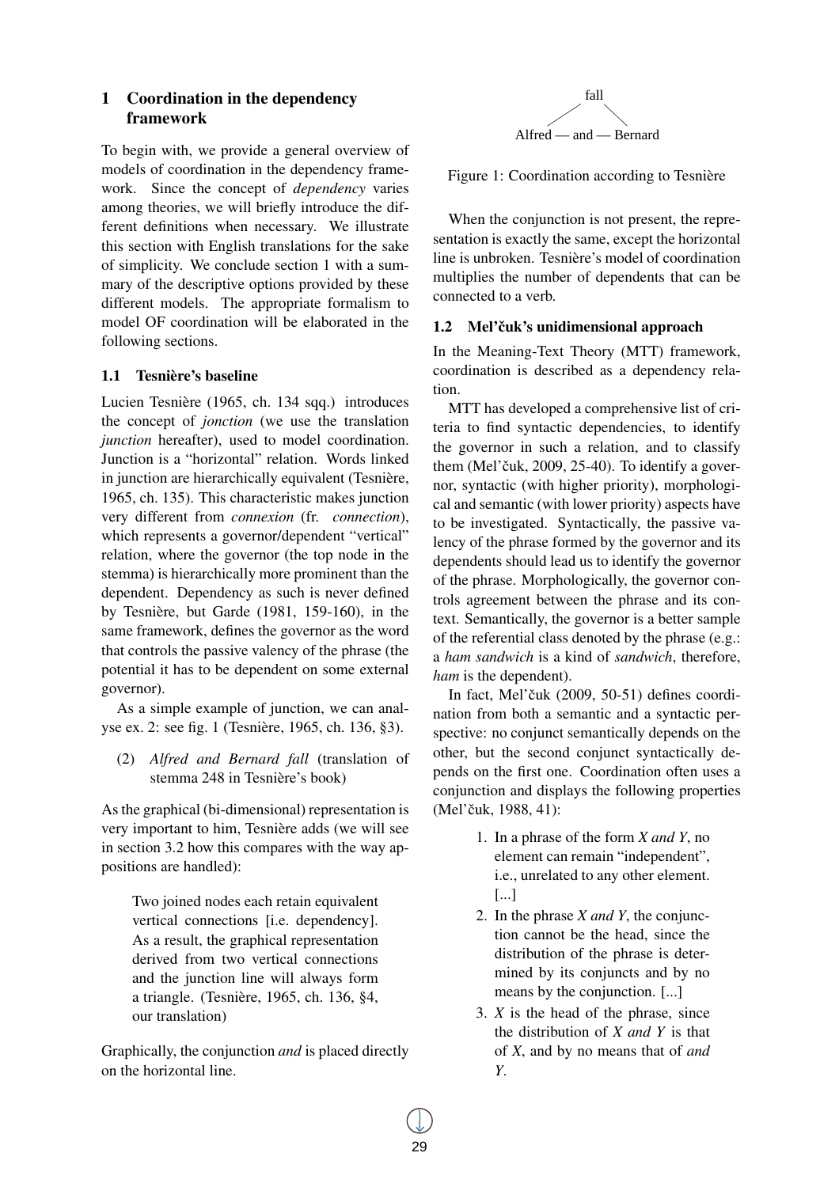## 1 Coordination in the dependency framework

To begin with, we provide a general overview of models of coordination in the dependency framework. Since the concept of *dependency* varies among theories, we will briefly introduce the different definitions when necessary. We illustrate this section with English translations for the sake of simplicity. We conclude section 1 with a summary of the descriptive options provided by these different models. The appropriate formalism to model OF coordination will be elaborated in the following sections.

### 1.1 Tesnière's baseline

Lucien Tesnière (1965, ch. 134 sqq.) introduces the concept of *jonction* (we use the translation *junction* hereafter), used to model coordination. Junction is a "horizontal" relation. Words linked in junction are hierarchically equivalent (Tesnière, 1965, ch. 135). This characteristic makes junction very different from *connexion* (fr. *connection*), which represents a governor/dependent "vertical" relation, where the governor (the top node in the stemma) is hierarchically more prominent than the dependent. Dependency as such is never defined by Tesnière, but Garde (1981, 159-160), in the same framework, defines the governor as the word that controls the passive valency of the phrase (the potential it has to be dependent on some external governor).

As a simple example of junction, we can analyse ex. 2: see fig. 1 (Tesnière, 1965, ch. 136, §3).

(2) *Alfred and Bernard fall* (translation of stemma 248 in Tesnière's book)

As the graphical (bi-dimensional) representation is very important to him, Tesnière adds (we will see in section 3.2 how this compares with the way appositions are handled):

> Two joined nodes each retain equivalent vertical connections [i.e. dependency]. As a result, the graphical representation derived from two vertical connections and the junction line will always form a triangle. (Tesnière, 1965, ch. 136, §4, our translation)

Graphically, the conjunction *and* is placed directly on the horizontal line.

```
           fall
          /    \
Alfred — and — Bernard
```

Figure 1: Coordination according to Tesnière

When the conjunction is not present, the representation is exactly the same, except the horizontal line is unbroken. Tesnière's model of coordination multiplies the number of dependents that can be connected to a verb.

### 1.2 Mel'čuk's unidimensional approach

In the Meaning-Text Theory (MTT) framework, coordination is described as a dependency relation.

MTT has developed a comprehensive list of criteria to find syntactic dependencies, to identify the governor in such a relation, and to classify them (Mel'čuk, 2009, 25-40). To identify a governor, syntactic (with higher priority), morphological and semantic (with lower priority) aspects have to be investigated. Syntactically, the passive valency of the phrase formed by the governor and its dependents should lead us to identify the governor of the phrase. Morphologically, the governor controls agreement between the phrase and its context. Semantically, the governor is a better sample of the referential class denoted by the phrase (e.g.: a *ham sandwich* is a kind of *sandwich*, therefore, *ham* is the dependent).

In fact, Mel'čuk (2009, 50-51) defines coordination from both a semantic and a syntactic perspective: no conjunct semantically depends on the other, but the second conjunct syntactically depends on the first one. Coordination often uses a conjunction and displays the following properties (Mel'čuk, 1988, 41):

> 1. In a phrase of the form *X and Y*, no element can remain "independent", i.e., unrelated to any other element. [...]
> 2. In the phrase *X and Y*, the conjunction cannot be the head, since the distribution of the phrase is determined by its conjuncts and by no means by the conjunction. [...]
> 3. *X* is the head of the phrase, since the distribution of *X and Y* is that of *X*, and by no means that of *and Y*.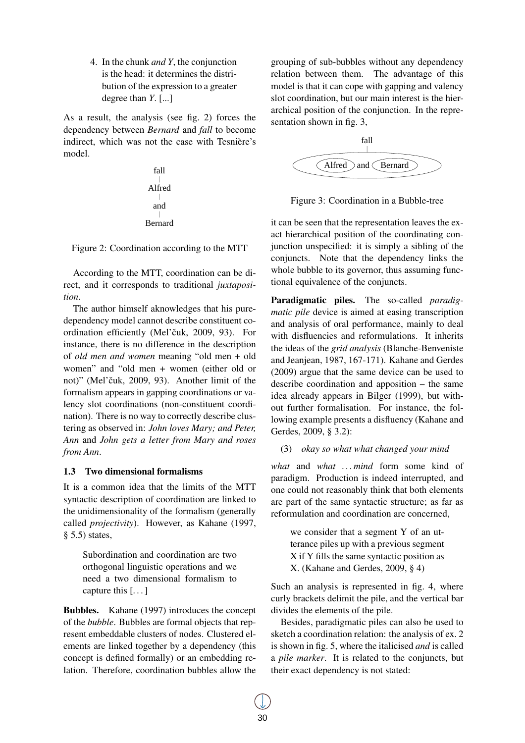4. In the chunk *and Y*, the conjunction is the head: it determines the distribution of the expression to a greater degree than *Y*. [...]

As a result, the analysis (see fig. 2) forces the dependency between *Bernard* and *fall* to become indirect, which was not the case with Tesnière's model.

fall
Alfred
and
Bernard

Figure 2: Coordination according to the MTT

According to the MTT, coordination can be direct, and it corresponds to traditional *juxtaposition*.

The author himself aknowledges that his pure-dependency model cannot describe constituent coordination efficiently (Mel'čuk, 2009, 93). For instance, there is no difference in the description of *old men and women* meaning "old men + old women" and "old men + women (either old or not)" (Mel'čuk, 2009, 93). Another limit of the formalism appears in gapping coordinations or valency slot coordinations (non-constituent coordination). There is no way to correctly describe clustering as observed in: *John loves Mary; and Peter, Ann* and *John gets a letter from Mary and roses from Ann*.

### 1.3 Two dimensional formalisms

It is a common idea that the limits of the MTT syntactic description of coordination are linked to the unidimensionality of the formalism (generally called *projectivity*). However, as Kahane (1997, § 5.5) states,

> Subordination and coordination are two orthogonal linguistic operations and we need a two dimensional formalism to capture this [. . . ]

**Bubbles.** Kahane (1997) introduces the concept of the *bubble*. Bubbles are formal objects that represent embeddable clusters of nodes. Clustered elements are linked together by a dependency (this concept is defined formally) or an embedding relation. Therefore, coordination bubbles allow the grouping of sub-bubbles without any dependency relation between them. The advantage of this model is that it can cope with gapping and valency slot coordination, but our main interest is the hierarchical position of the conjunction. In the representation shown in fig. 3,

fall
Alfred and Bernard

Figure 3: Coordination in a Bubble-tree

it can be seen that the representation leaves the exact hierarchical position of the coordinating conjunction unspecified: it is simply a sibling of the conjuncts. Note that the dependency links the whole bubble to its governor, thus assuming functional equivalence of the conjuncts.

**Paradigmatic piles.** The so-called *paradigmatic pile* device is aimed at easing transcription and analysis of oral performance, mainly to deal with disfluencies and reformulations. It inherits the ideas of the *grid analysis* (Blanche-Benveniste and Jeanjean, 1987, 167-171). Kahane and Gerdes (2009) argue that the same device can be used to describe coordination and apposition – the same idea already appears in Bilger (1999), but without further formalisation. For instance, the following example presents a disfluency (Kahane and Gerdes, 2009, § 3.2):

(3) *okay so what what changed your mind*

*what* and *what* . . . *mind* form some kind of paradigm. Production is indeed interrupted, and one could not reasonably think that both elements are part of the same syntactic structure; as far as reformulation and coordination are concerned,

> we consider that a segment Y of an utterance piles up with a previous segment X if Y fills the same syntactic position as X. (Kahane and Gerdes, 2009, § 4)

Such an analysis is represented in fig. 4, where curly brackets delimit the pile, and the vertical bar divides the elements of the pile.

Besides, paradigmatic piles can also be used to sketch a coordination relation: the analysis of ex. 2 is shown in fig. 5, where the italicised *and* is called a *pile marker*. It is related to the conjuncts, but their exact dependency is not stated: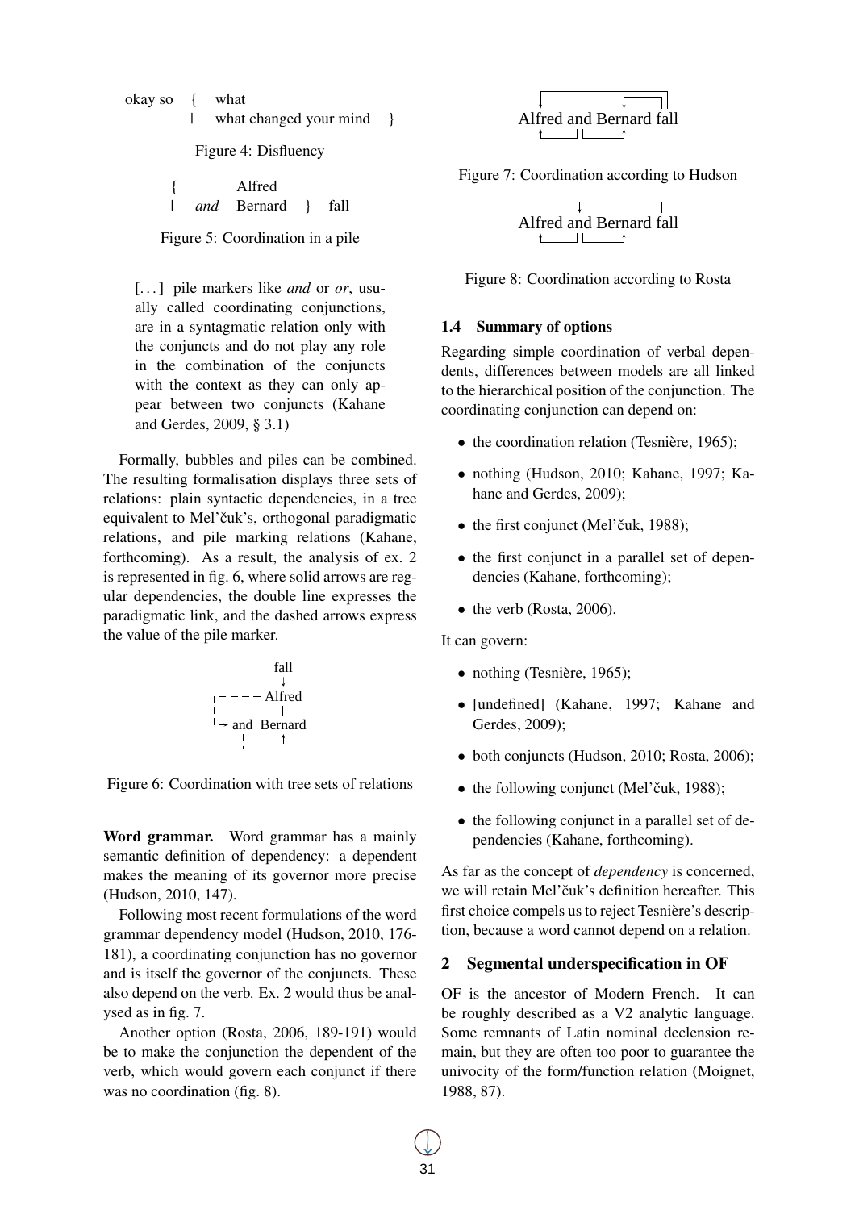okay so { what
| what changed your mind }

Figure 4: Disfluency

{ Alfred
| *and* Bernard } fall

Figure 5: Coordination in a pile

> [...] pile markers like *and* or *or*, usually called coordinating conjunctions, are in a syntagmatic relation only with the conjuncts and do not play any role in the combination of the conjuncts with the context as they can only appear between two conjuncts (Kahane and Gerdes, 2009, § 3.1)

Formally, bubbles and piles can be combined. The resulting formalisation displays three sets of relations: plain syntactic dependencies, in a tree equivalent to Mel'čuk's, orthogonal paradigmatic relations, and pile marking relations (Kahane, forthcoming). As a result, the analysis of ex. 2 is represented in fig. 6, where solid arrows are regular dependencies, the double line expresses the paradigmatic link, and the dashed arrows express the value of the pile marker.

Figure 6: Coordination with tree sets of relations

**Word grammar.** Word grammar has a mainly semantic definition of dependency: a dependent makes the meaning of its governor more precise (Hudson, 2010, 147).

Following most recent formulations of the word grammar dependency model (Hudson, 2010, 176-181), a coordinating conjunction has no governor and is itself the governor of the conjuncts. These also depend on the verb. Ex. 2 would thus be analysed as in fig. 7.

Another option (Rosta, 2006, 189-191) would be to make the conjunction the dependent of the verb, which would govern each conjunct if there was no coordination (fig. 8).

Alfred and Bernard fall

Figure 7: Coordination according to Hudson

Alfred and Bernard fall

Figure 8: Coordination according to Rosta

### 1.4 Summary of options

Regarding simple coordination of verbal dependents, differences between models are all linked to the hierarchical position of the conjunction. The coordinating conjunction can depend on:

- the coordination relation (Tesnière, 1965);
- nothing (Hudson, 2010; Kahane, 1997; Kahane and Gerdes, 2009);
- the first conjunct (Mel'čuk, 1988);
- the first conjunct in a parallel set of dependencies (Kahane, forthcoming);
- the verb (Rosta, 2006).

It can govern:

- nothing (Tesnière, 1965);
- [undefined] (Kahane, 1997; Kahane and Gerdes, 2009);
- both conjuncts (Hudson, 2010; Rosta, 2006);
- the following conjunct (Mel'čuk, 1988);
- the following conjunct in a parallel set of dependencies (Kahane, forthcoming).

As far as the concept of *dependency* is concerned, we will retain Mel'čuk's definition hereafter. This first choice compels us to reject Tesnière's description, because a word cannot depend on a relation.

## 2 Segmental underspecification in OF

OF is the ancestor of Modern French. It can be roughly described as a V2 analytic language. Some remnants of Latin nominal declension remain, but they are often too poor to guarantee the univocity of the form/function relation (Moignet, 1988, 87).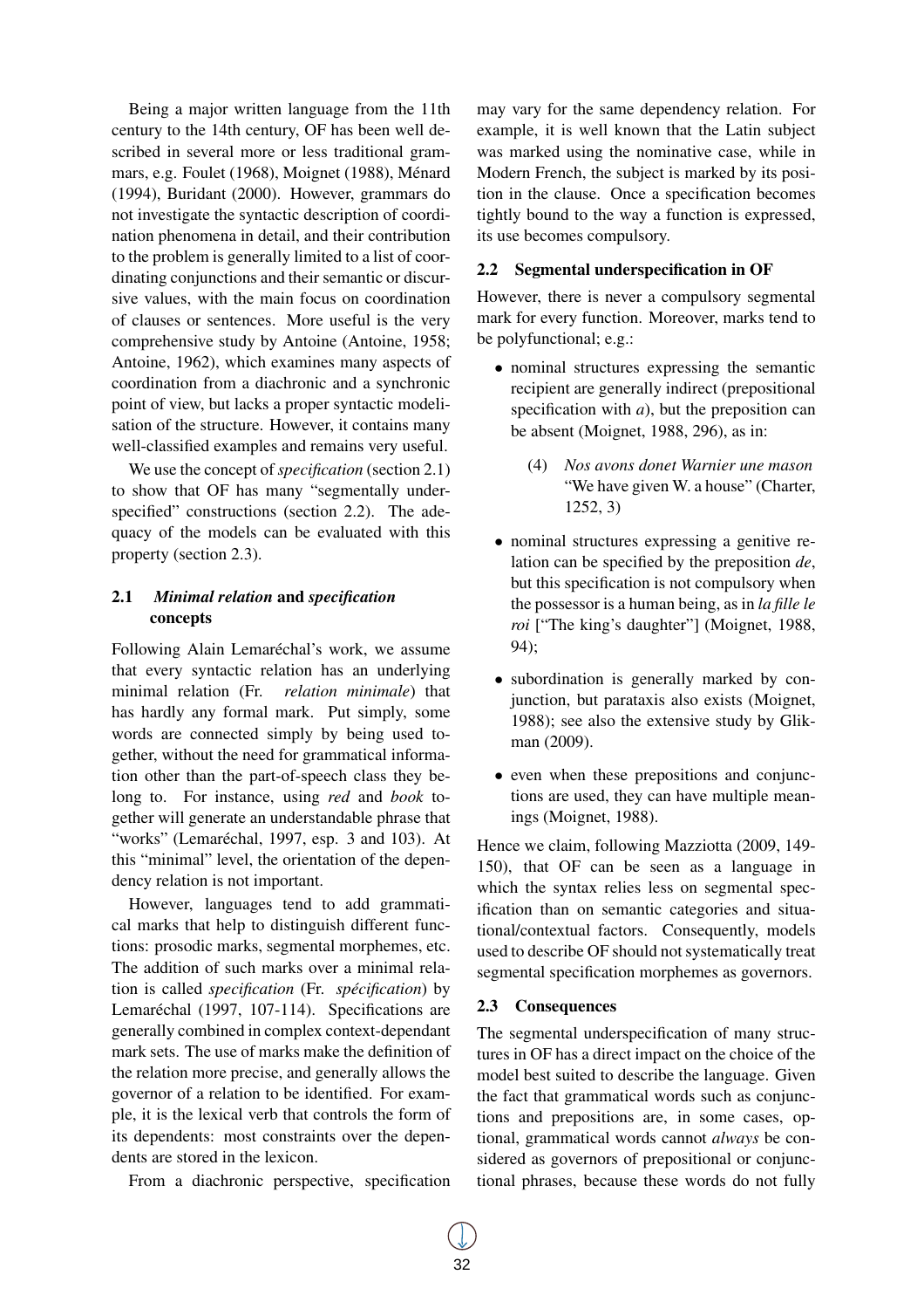Being a major written language from the 11th century to the 14th century, OF has been well described in several more or less traditional grammars, e.g. Foulet (1968), Moignet (1988), Ménard (1994), Buridant (2000). However, grammars do not investigate the syntactic description of coordination phenomena in detail, and their contribution to the problem is generally limited to a list of coordinating conjunctions and their semantic or discursive values, with the main focus on coordination of clauses or sentences. More useful is the very comprehensive study by Antoine (Antoine, 1958; Antoine, 1962), which examines many aspects of coordination from a diachronic and a synchronic point of view, but lacks a proper syntactic modelisation of the structure. However, it contains many well-classified examples and remains very useful.

We use the concept of *specification* (section 2.1) to show that OF has many "segmentally underspecified" constructions (section 2.2). The adequacy of the models can be evaluated with this property (section 2.3).

### 2.1 *Minimal relation* and *specification* concepts

Following Alain Lemaréchal's work, we assume that every syntactic relation has an underlying minimal relation (Fr. *relation minimale*) that has hardly any formal mark. Put simply, some words are connected simply by being used together, without the need for grammatical information other than the part-of-speech class they belong to. For instance, using *red* and *book* together will generate an understandable phrase that "works" (Lemaréchal, 1997, esp. 3 and 103). At this "minimal" level, the orientation of the dependency relation is not important.

However, languages tend to add grammatical marks that help to distinguish different functions: prosodic marks, segmental morphemes, etc. The addition of such marks over a minimal relation is called *specification* (Fr. *spécification*) by Lemaréchal (1997, 107-114). Specifications are generally combined in complex context-dependant mark sets. The use of marks make the definition of the relation more precise, and generally allows the governor of a relation to be identified. For example, it is the lexical verb that controls the form of its dependents: most constraints over the dependents are stored in the lexicon.

From a diachronic perspective, specification may vary for the same dependency relation. For example, it is well known that the Latin subject was marked using the nominative case, while in Modern French, the subject is marked by its position in the clause. Once a specification becomes tightly bound to the way a function is expressed, its use becomes compulsory.

### 2.2 Segmental underspecification in OF

However, there is never a compulsory segmental mark for every function. Moreover, marks tend to be polyfunctional; e.g.:

- nominal structures expressing the semantic recipient are generally indirect (prepositional specification with *a*), but the preposition can be absent (Moignet, 1988, 296), as in:

  (4) *Nos avons donet Warnier une mason*
  "We have given W. a house" (Charter, 1252, 3)

- nominal structures expressing a genitive relation can be specified by the preposition *de*, but this specification is not compulsory when the possessor is a human being, as in *la fille le roi* ["The king's daughter"] (Moignet, 1988, 94);

- subordination is generally marked by conjunction, but parataxis also exists (Moignet, 1988); see also the extensive study by Glikman (2009).

- even when these prepositions and conjunctions are used, they can have multiple meanings (Moignet, 1988).

Hence we claim, following Mazziotta (2009, 149-150), that OF can be seen as a language in which the syntax relies less on segmental specification than on semantic categories and situational/contextual factors. Consequently, models used to describe OF should not systematically treat segmental specification morphemes as governors.

### 2.3 Consequences

The segmental underspecification of many structures in OF has a direct impact on the choice of the model best suited to describe the language. Given the fact that grammatical words such as conjunctions and prepositions are, in some cases, optional, grammatical words cannot *always* be considered as governors of prepositional or conjunctional phrases, because these words do not fully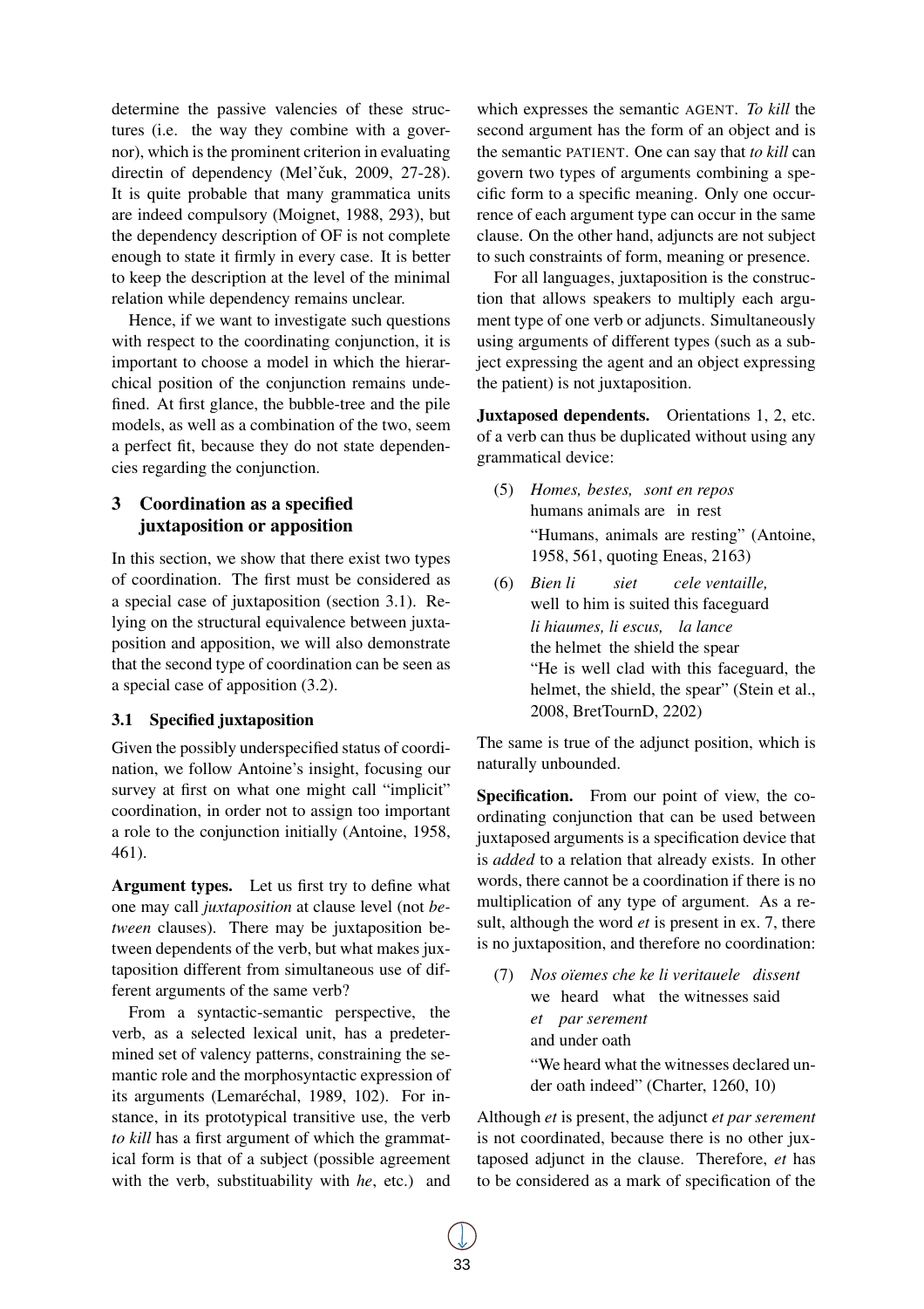determine the passive valencies of these structures (i.e. the way they combine with a governor), which is the prominent criterion in evaluating directin of dependency (Mel'čuk, 2009, 27-28). It is quite probable that many grammatica units are indeed compulsory (Moignet, 1988, 293), but the dependency description of OF is not complete enough to state it firmly in every case. It is better to keep the description at the level of the minimal relation while dependency remains unclear.

Hence, if we want to investigate such questions with respect to the coordinating conjunction, it is important to choose a model in which the hierarchical position of the conjunction remains undefined. At first glance, the bubble-tree and the pile models, as well as a combination of the two, seem a perfect fit, because they do not state dependencies regarding the conjunction.

## 3 Coordination as a specified juxtaposition or apposition

In this section, we show that there exist two types of coordination. The first must be considered as a special case of juxtaposition (section 3.1). Relying on the structural equivalence between juxtaposition and apposition, we will also demonstrate that the second type of coordination can be seen as a special case of apposition (3.2).

### 3.1 Specified juxtaposition

Given the possibly underspecified status of coordination, we follow Antoine's insight, focusing our survey at first on what one might call "implicit" coordination, in order not to assign too important a role to the conjunction initially (Antoine, 1958, 461).

**Argument types.** Let us first try to define what one may call *juxtaposition* at clause level (not *between* clauses). There may be juxtaposition between dependents of the verb, but what makes juxtaposition different from simultaneous use of different arguments of the same verb?

From a syntactic-semantic perspective, the verb, as a selected lexical unit, has a predetermined set of valency patterns, constraining the semantic role and the morphosyntactic expression of its arguments (Lemaréchal, 1989, 102). For instance, in its prototypical transitive use, the verb *to kill* has a first argument of which the grammatical form is that of a subject (possible agreement with the verb, substituability with *he*, etc.) and which expresses the semantic AGENT. *To kill* the second argument has the form of an object and is the semantic PATIENT. One can say that *to kill* can govern two types of arguments combining a specific form to a specific meaning. Only one occurrence of each argument type can occur in the same clause. On the other hand, adjuncts are not subject to such constraints of form, meaning or presence.

For all languages, juxtaposition is the construction that allows speakers to multiply each argument type of one verb or adjuncts. Simultaneously using arguments of different types (such as a subject expressing the agent and an object expressing the patient) is not juxtaposition.

**Juxtaposed dependents.** Orientations 1, 2, etc. of a verb can thus be duplicated without using any grammatical device:

(5) *Homes, bestes, sont en repos*
humans animals are in rest
"Humans, animals are resting" (Antoine, 1958, 561, quoting Eneas, 2163)

(6) *Bien li siet cele ventaille,*
well to him is suited this faceguard
*li hiaumes, li escus, la lance*
the helmet the shield the spear
"He is well clad with this faceguard, the helmet, the shield, the spear" (Stein et al., 2008, BretTournD, 2202)

The same is true of the adjunct position, which is naturally unbounded.

**Specification.** From our point of view, the coordinating conjunction that can be used between juxtaposed arguments is a specification device that is *added* to a relation that already exists. In other words, there cannot be a coordination if there is no multiplication of any type of argument. As a result, although the word *et* is present in ex. 7, there is no juxtaposition, and therefore no coordination:

(7) *Nos oïemes che ke li veritauele dissent*
we heard what the witnesses said
*et par serement*
and under oath
"We heard what the witnesses declared under oath indeed" (Charter, 1260, 10)

Although *et* is present, the adjunct *et par serement* is not coordinated, because there is no other juxtaposed adjunct in the clause. Therefore, *et* has to be considered as a mark of specification of the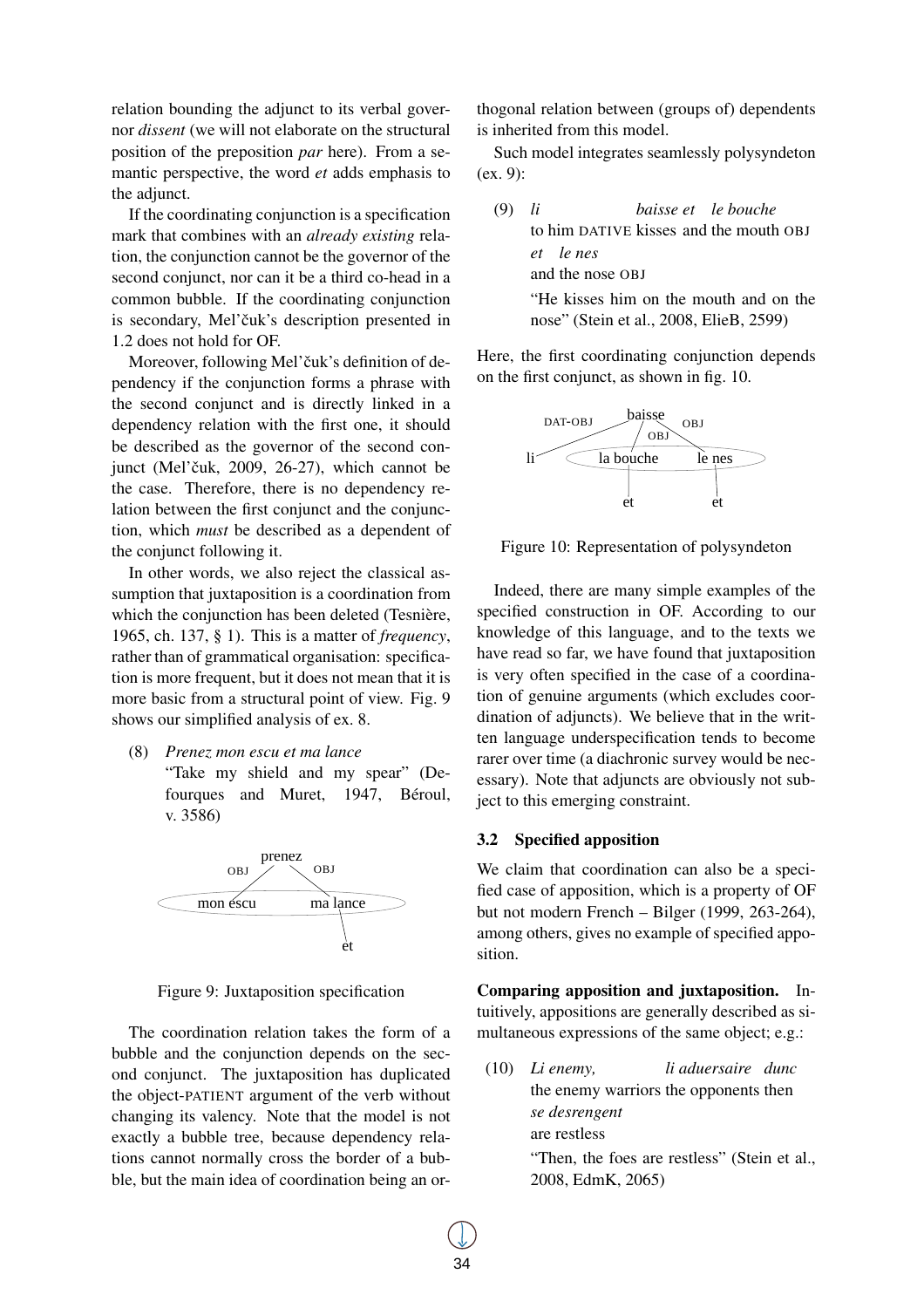relation bounding the adjunct to its verbal governor *dissent* (we will not elaborate on the structural position of the preposition *par* here). From a semantic perspective, the word *et* adds emphasis to the adjunct.

If the coordinating conjunction is a specification mark that combines with an *already existing* relation, the conjunction cannot be the governor of the second conjunct, nor can it be a third co-head in a common bubble. If the coordinating conjunction is secondary, Mel'čuk's description presented in 1.2 does not hold for OF.

Moreover, following Mel'čuk's definition of dependency if the conjunction forms a phrase with the second conjunct and is directly linked in a dependency relation with the first one, it should be described as the governor of the second conjunct (Mel'čuk, 2009, 26-27), which cannot be the case. Therefore, there is no dependency relation between the first conjunct and the conjunction, which *must* be described as a dependent of the conjunct following it.

In other words, we also reject the classical assumption that juxtaposition is a coordination from which the conjunction has been deleted (Tesnière, 1965, ch. 137, § 1). This is a matter of *frequency*, rather than of grammatical organisation: specification is more frequent, but it does not mean that it is more basic from a structural point of view. Fig. 9 shows our simplified analysis of ex. 8.

(8) *Prenez mon escu et ma lance*
"Take my shield and my spear" (Defourques and Muret, 1947, Béroul, v. 3586)

Figure 9: Juxtaposition specification

The coordination relation takes the form of a bubble and the conjunction depends on the second conjunct. The juxtaposition has duplicated the object-PATIENT argument of the verb without changing its valency. Note that the model is not exactly a bubble tree, because dependency relations cannot normally cross the border of a bubble, but the main idea of coordination being an orthogonal relation between (groups of) dependents is inherited from this model.

Such model integrates seamlessly polysyndeton (ex. 9):

(9) *li* *baisse et le bouche*
to him DATIVE kisses and the mouth OBJ
*et le nes*
and the nose OBJ
"He kisses him on the mouth and on the nose" (Stein et al., 2008, ElieB, 2599)

Here, the first coordinating conjunction depends on the first conjunct, as shown in fig. 10.

Figure 10: Representation of polysyndeton

Indeed, there are many simple examples of the specified construction in OF. According to our knowledge of this language, and to the texts we have read so far, we have found that juxtaposition is very often specified in the case of a coordination of genuine arguments (which excludes coordination of adjuncts). We believe that in the written language underspecification tends to become rarer over time (a diachronic survey would be necessary). Note that adjuncts are obviously not subject to this emerging constraint.

### 3.2 Specified apposition

We claim that coordination can also be a specified case of apposition, which is a property of OF but not modern French – Bilger (1999, 263-264), among others, gives no example of specified apposition.

**Comparing apposition and juxtaposition.** Intuitively, appositions are generally described as simultaneous expressions of the same object; e.g.:

(10) *Li enemy,* *li aduersaire dunc*
the enemy warriors the opponents then
*se desrengent*
are restless
"Then, the foes are restless" (Stein et al., 2008, EdmK, 2065)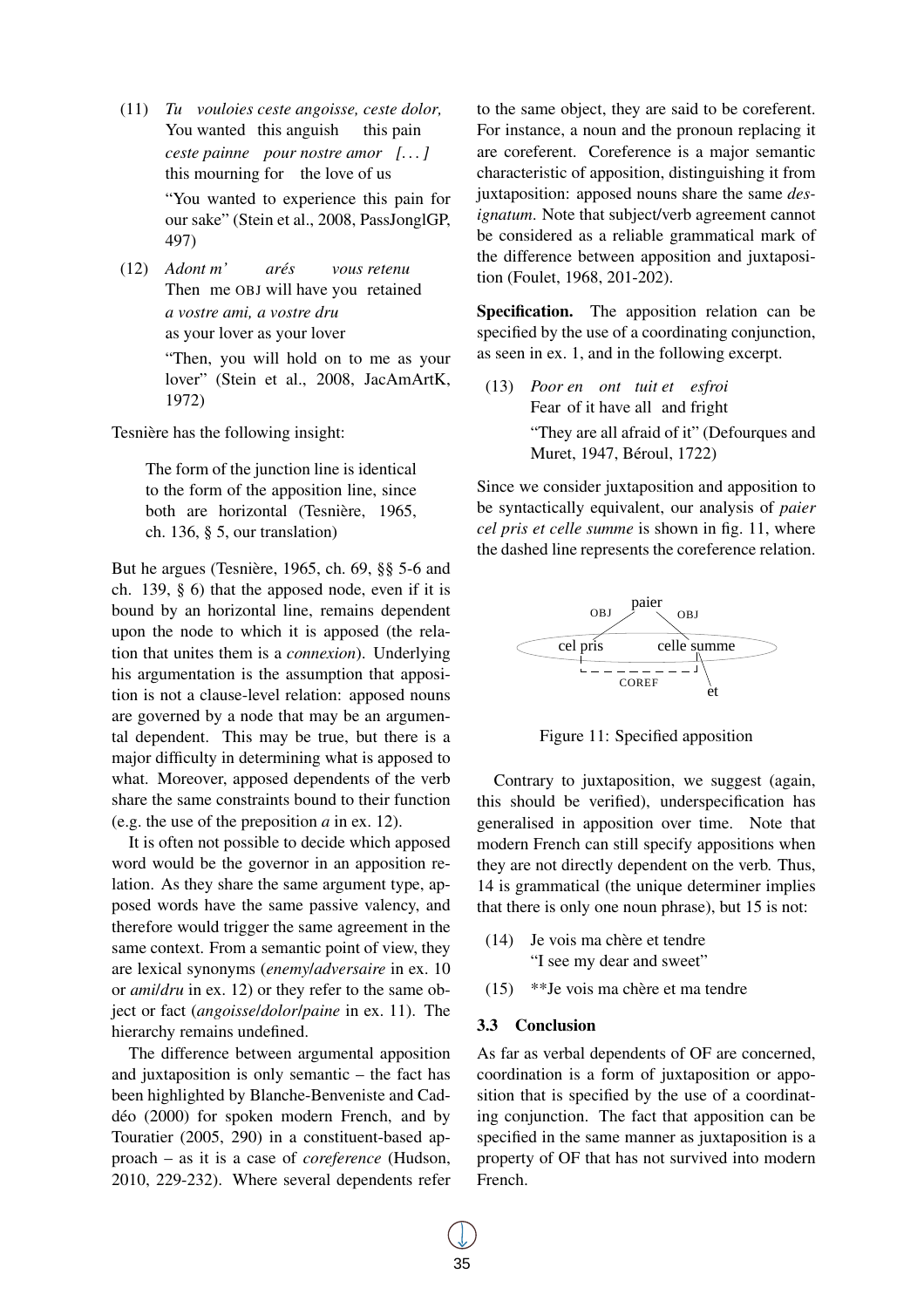(11) *Tu vouloies ceste angoisse, ceste dolor,*
You wanted this anguish this pain
*ceste painne pour nostre amor [. . . ]*
this mourning for the love of us
"You wanted to experience this pain for our sake" (Stein et al., 2008, PassJonglGP, 497)

(12) *Adont m' arés vous retenu*
Then me OBJ will have you retained
*a vostre ami, a vostre dru*
as your lover as your lover
"Then, you will hold on to me as your lover" (Stein et al., 2008, JacAmArtK, 1972)

Tesnière has the following insight:

> The form of the junction line is identical to the form of the apposition line, since both are horizontal (Tesnière, 1965, ch. 136, § 5, our translation)

But he argues (Tesnière, 1965, ch. 69, §§ 5-6 and ch. 139, § 6) that the apposed node, even if it is bound by an horizontal line, remains dependent upon the node to which it is apposed (the relation that unites them is a *connexion*). Underlying his argumentation is the assumption that apposition is not a clause-level relation: apposed nouns are governed by a node that may be an argumental dependent. This may be true, but there is a major difficulty in determining what is apposed to what. Moreover, apposed dependents of the verb share the same constraints bound to their function (e.g. the use of the preposition *a* in ex. 12).

It is often not possible to decide which apposed word would be the governor in an apposition relation. As they share the same argument type, apposed words have the same passive valency, and therefore would trigger the same agreement in the same context. From a semantic point of view, they are lexical synonyms (*enemy*/*adversaire* in ex. 10 or *ami*/*dru* in ex. 12) or they refer to the same object or fact (*angoisse*/*dolor*/*paine* in ex. 11). The hierarchy remains undefined.

The difference between argumental apposition and juxtaposition is only semantic – the fact has been highlighted by Blanche-Benveniste and Caddéo (2000) for spoken modern French, and by Touratier (2005, 290) in a constituent-based approach – as it is a case of *coreference* (Hudson, 2010, 229-232). Where several dependents refer to the same object, they are said to be coreferent. For instance, a noun and the pronoun replacing it are coreferent. Coreference is a major semantic characteristic of apposition, distinguishing it from juxtaposition: apposed nouns share the same *designatum*. Note that subject/verb agreement cannot be considered as a reliable grammatical mark of the difference between apposition and juxtaposition (Foulet, 1968, 201-202).

**Specification.** The apposition relation can be specified by the use of a coordinating conjunction, as seen in ex. 1, and in the following excerpt.

(13) *Poor en ont tuit et esfroi*
Fear of it have all and fright
"They are all afraid of it" (Defourques and Muret, 1947, Béroul, 1722)

Since we consider juxtaposition and apposition to be syntactically equivalent, our analysis of *paier cel pris et celle summe* is shown in fig. 11, where the dashed line represents the coreference relation.

```
             paier
       OBJ  /     \  OBJ
  ( cel pris        celle summe )
      |_ _ _ _ _ _ _ _ |   \
           COREF            et
```

Figure 11: Specified apposition

Contrary to juxtaposition, we suggest (again, this should be verified), underspecification has generalised in apposition over time. Note that modern French can still specify appositions when they are not directly dependent on the verb. Thus, 14 is grammatical (the unique determiner implies that there is only one noun phrase), but 15 is not:

(14) Je vois ma chère et tendre
"I see my dear and sweet"

(15) **Je vois ma chère et ma tendre

### 3.3 Conclusion

As far as verbal dependents of OF are concerned, coordination is a form of juxtaposition or apposition that is specified by the use of a coordinating conjunction. The fact that apposition can be specified in the same manner as juxtaposition is a property of OF that has not survived into modern French.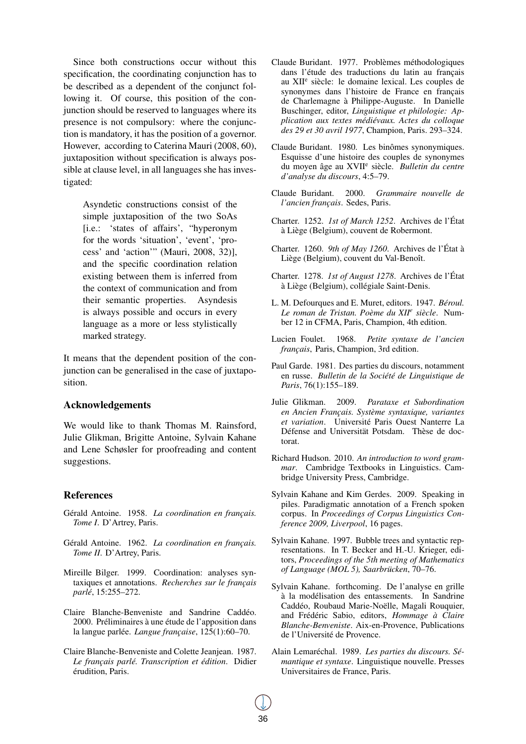Since both constructions occur without this specification, the coordinating conjunction has to be described as a dependent of the conjunct following it. Of course, this position of the conjunction should be reserved to languages where its presence is not compulsory: where the conjunction is mandatory, it has the position of a governor. However, according to Caterina Mauri (2008, 60), juxtaposition without specification is always possible at clause level, in all languages she has investigated:

> Asyndetic constructions consist of the simple juxtaposition of the two SoAs [i.e.: 'states of affairs', "hyperonym for the words 'situation', 'event', 'process' and 'action'" (Mauri, 2008, 32)], and the specific coordination relation existing between them is inferred from the context of communication and from their semantic properties. Asyndesis is always possible and occurs in every language as a more or less stylistically marked strategy.

It means that the dependent position of the conjunction can be generalised in the case of juxtaposition.

## Acknowledgements

We would like to thank Thomas M. Rainsford, Julie Glikman, Brigitte Antoine, Sylvain Kahane and Lene Schøsler for proofreading and content suggestions.

## References

Gérald Antoine. 1958. *La coordination en français. Tome I*. D'Artrey, Paris.

Gérald Antoine. 1962. *La coordination en français. Tome II*. D'Artrey, Paris.

Mireille Bilger. 1999. Coordination: analyses syntaxiques et annotations. *Recherches sur le français parlé*, 15:255–272.

Claire Blanche-Benveniste and Sandrine Caddéo. 2000. Préliminaires à une étude de l'apposition dans la langue parlée. *Langue française*, 125(1):60–70.

Claire Blanche-Benveniste and Colette Jeanjean. 1987. *Le français parlé. Transcription et édition*. Didier érudition, Paris.

Claude Buridant. 1977. Problèmes méthodologiques dans l'étude des traductions du latin au français au XII[e] siècle: le domaine lexical. Les couples de synonymes dans l'histoire de France en français de Charlemagne à Philippe-Auguste. In Danielle Buschinger, editor, *Linguistique et philologie: Application aux textes médiévaux. Actes du colloque des 29 et 30 avril 1977*, Champion, Paris. 293–324.

Claude Buridant. 1980. Les binômes synonymiques. Esquisse d'une histoire des couples de synonymes du moyen âge au XVII[e] siècle. *Bulletin du centre d'analyse du discours*, 4:5–79.

Claude Buridant. 2000. *Grammaire nouvelle de l'ancien français*. Sedes, Paris.

Charter. 1252. *1st of March 1252*. Archives de l'État à Liège (Belgium), couvent de Robermont.

Charter. 1260. *9th of May 1260*. Archives de l'État à Liège (Belgium), couvent du Val-Benoît.

Charter. 1278. *1st of August 1278*. Archives de l'État à Liège (Belgium), collégiale Saint-Denis.

L. M. Defourques and E. Muret, editors. 1947. *Béroul. Le roman de Tristan. Poème du XII[e] siècle*. Number 12 in CFMA, Paris, Champion, 4th edition.

Lucien Foulet. 1968. *Petite syntaxe de l'ancien français*, Paris, Champion, 3rd edition.

Paul Garde. 1981. Des parties du discours, notamment en russe. *Bulletin de la Société de Linguistique de Paris*, 76(1):155–189.

Julie Glikman. 2009. *Parataxe et Subordination en Ancien Français. Système syntaxique, variantes et variation*. Université Paris Ouest Nanterre La Défense and Universität Potsdam. Thèse de doctorat.

Richard Hudson. 2010. *An introduction to word grammar*. Cambridge Textbooks in Linguistics. Cambridge University Press, Cambridge.

Sylvain Kahane and Kim Gerdes. 2009. Speaking in piles. Paradigmatic annotation of a French spoken corpus. In *Proceedings of Corpus Linguistics Conference 2009, Liverpool*, 16 pages.

Sylvain Kahane. 1997. Bubble trees and syntactic representations. In T. Becker and H.-U. Krieger, editors, *Proceedings of the 5th meeting of Mathematics of Language (MOL 5), Saarbrücken*, 70–76.

Sylvain Kahane. forthcoming. De l'analyse en grille à la modélisation des entassements. In Sandrine Caddéo, Roubaud Marie-Noëlle, Magali Rouquier, and Frédéric Sabio, editors, *Hommage à Claire Blanche-Benveniste*. Aix-en-Provence, Publications de l'Université de Provence.

Alain Lemaréchal. 1989. *Les parties du discours. Sémantique et syntaxe*. Linguistique nouvelle. Presses Universitaires de France, Paris.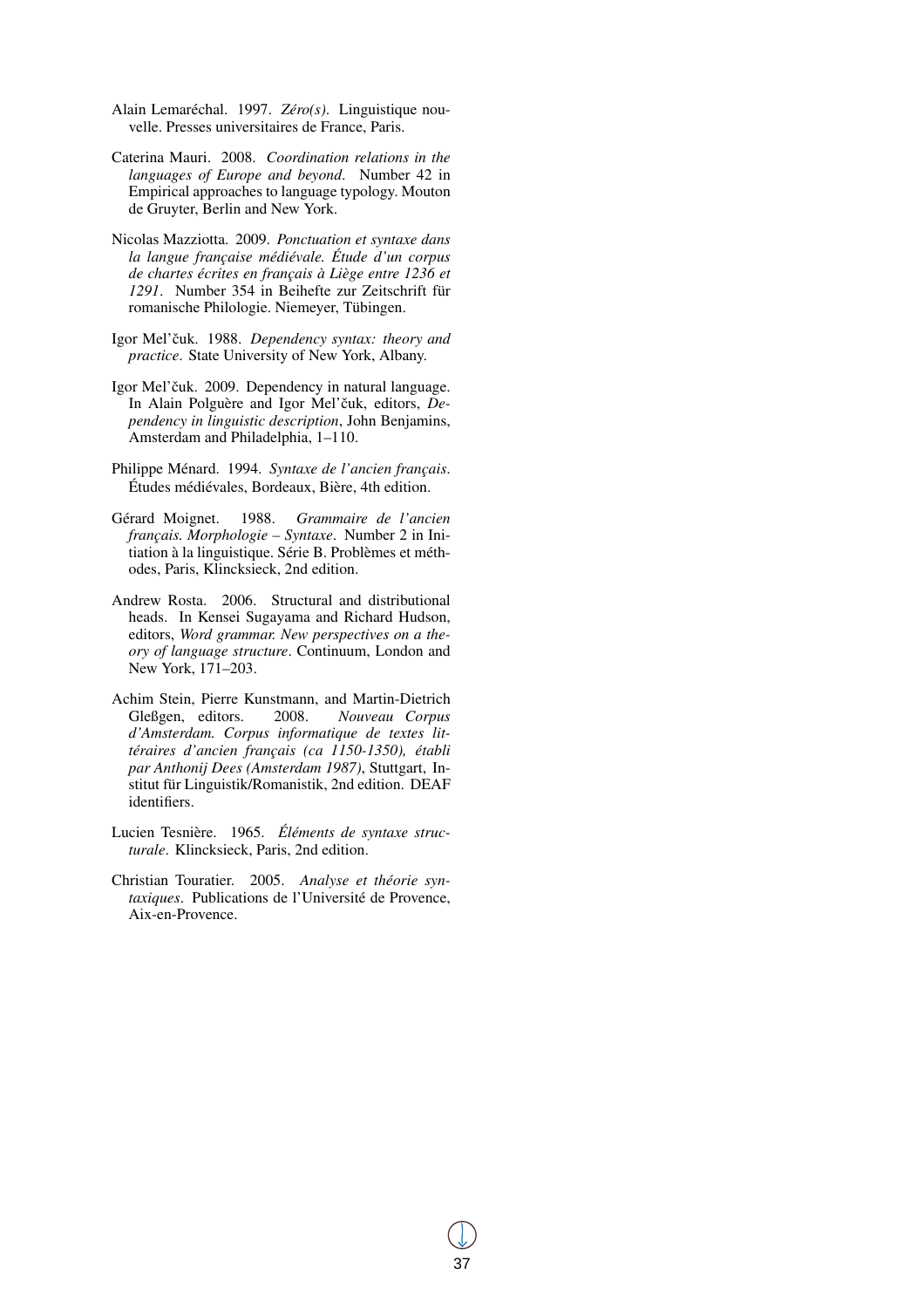Alain Lemaréchal. 1997. *Zéro(s)*. Linguistique nouvelle. Presses universitaires de France, Paris.

Caterina Mauri. 2008. *Coordination relations in the languages of Europe and beyond*. Number 42 in Empirical approaches to language typology. Mouton de Gruyter, Berlin and New York.

Nicolas Mazziotta. 2009. *Ponctuation et syntaxe dans la langue française médiévale. Étude d'un corpus de chartes écrites en français à Liège entre 1236 et 1291*. Number 354 in Beihefte zur Zeitschrift für romanische Philologie. Niemeyer, Tübingen.

Igor Mel'čuk. 1988. *Dependency syntax: theory and practice*. State University of New York, Albany.

Igor Mel'čuk. 2009. Dependency in natural language. In Alain Polguère and Igor Mel'čuk, editors, *Dependency in linguistic description*, John Benjamins, Amsterdam and Philadelphia, 1–110.

Philippe Ménard. 1994. *Syntaxe de l'ancien français*. Études médiévales, Bordeaux, Bière, 4th edition.

Gérard Moignet. 1988. *Grammaire de l'ancien français. Morphologie – Syntaxe*. Number 2 in Initiation à la linguistique. Série B. Problèmes et méthodes, Paris, Klincksieck, 2nd edition.

Andrew Rosta. 2006. Structural and distributional heads. In Kensei Sugayama and Richard Hudson, editors, *Word grammar. New perspectives on a theory of language structure*. Continuum, London and New York, 171–203.

Achim Stein, Pierre Kunstmann, and Martin-Dietrich Gleßgen, editors. 2008. *Nouveau Corpus d'Amsterdam. Corpus informatique de textes littéraires d'ancien français (ca 1150-1350), établi par Anthonij Dees (Amsterdam 1987)*, Stuttgart, Institut für Linguistik/Romanistik, 2nd edition. DEAF identifiers.

Lucien Tesnière. 1965. *Éléments de syntaxe structurale*. Klincksieck, Paris, 2nd edition.

Christian Touratier. 2005. *Analyse et théorie syntaxiques*. Publications de l'Université de Provence, Aix-en-Provence.